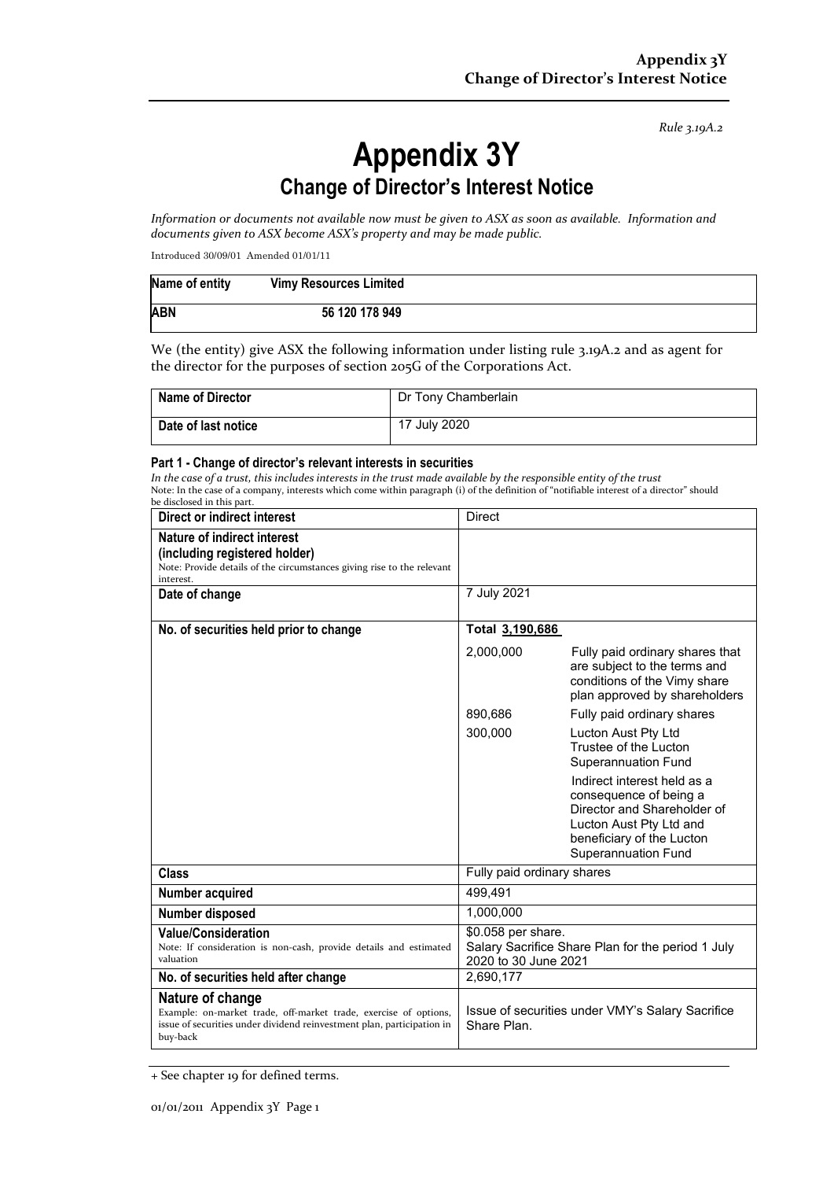*Rule 3.19A.2*

# Appendix 3Y

## Change of Director's Interest Notice

*Information or documents not available now must be given to ASX as soon as available. Information and documents given to ASX become ASX's property and may be made public.*

Introduced 30/09/01 Amended 01/01/11

| Name of entity | Vimy Resources Limited |
|---|---|
| ABN | 56 120 178 949 |

We (the entity) give ASX the following information under listing rule 3.19A.2 and as agent for the director for the purposes of section 205G of the Corporations Act.

| Name of Director | Dr Tony Chamberlain |
|---|---|
| Date of last notice | 17 July 2020 |

**Part 1 - Change of director's relevant interests in securities**

*In the case of a trust, this includes interests in the trust made available by the responsible entity of the trust*

Note: In the case of a company, interests which come within paragraph (i) of the definition of "notifiable interest of a director" should be disclosed in this part.

| | | |
|---|---|---|
| **Direct or indirect interest** | Direct | |
| **Nature of indirect interest (including registered holder)**<br>Note: Provide details of the circumstances giving rise to the relevant interest. | | |
| **Date of change** | 7 July 2021 | |
| **No. of securities held prior to change** | Total 3,190,686 | |
| | 2,000,000 | Fully paid ordinary shares that are subject to the terms and conditions of the Vimy share plan approved by shareholders |
| | 890,686 | Fully paid ordinary shares |
| | 300,000 | Lucton Aust Pty Ltd Trustee of the Lucton Superannuation Fund<br>Indirect interest held as a consequence of being a Director and Shareholder of Lucton Aust Pty Ltd and beneficiary of the Lucton Superannuation Fund |
| **Class** | Fully paid ordinary shares | |
| **Number acquired** | 499,491 | |
| **Number disposed** | 1,000,000 | |
| **Value/Consideration**<br>Note: If consideration is non-cash, provide details and estimated valuation | $0.058 per share.<br>Salary Sacrifice Share Plan for the period 1 July 2020 to 30 June 2021 | |
| **No. of securities held after change** | 2,690,177 | |
| **Nature of change**<br>Example: on-market trade, off-market trade, exercise of options, issue of securities under dividend reinvestment plan, participation in buy-back | Issue of securities under VMY's Salary Sacrifice Share Plan. | |

+ See chapter 19 for defined terms.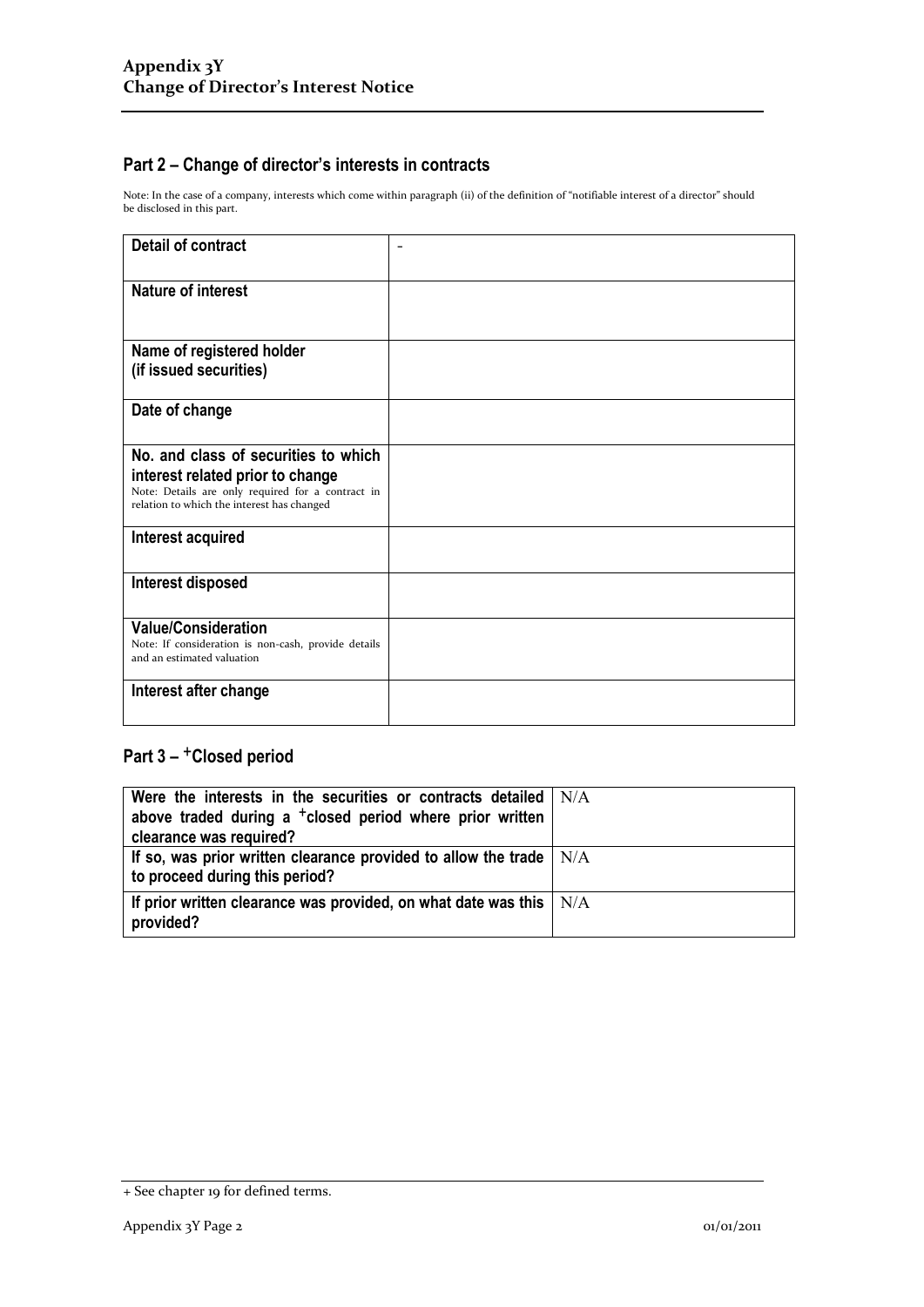## Part 2 – Change of director's interests in contracts

Note: In the case of a company, interests which come within paragraph (ii) of the definition of "notifiable interest of a director" should be disclosed in this part.

| | |
|---|---|
| **Detail of contract** | - |
| **Nature of interest** | |
| **Name of registered holder (if issued securities)** | |
| **Date of change** | |
| **No. and class of securities to which interest related prior to change** Note: Details are only required for a contract in relation to which the interest has changed | |
| **Interest acquired** | |
| **Interest disposed** | |
| **Value/Consideration** Note: If consideration is non-cash, provide details and an estimated valuation | |
| **Interest after change** | |

## Part 3 – +Closed period

| | |
|---|---|
| **Were the interests in the securities or contracts detailed above traded during a +closed period where prior written clearance was required?** | N/A |
| **If so, was prior written clearance provided to allow the trade to proceed during this period?** | N/A |
| **If prior written clearance was provided, on what date was this provided?** | N/A |

+ See chapter 19 for defined terms.